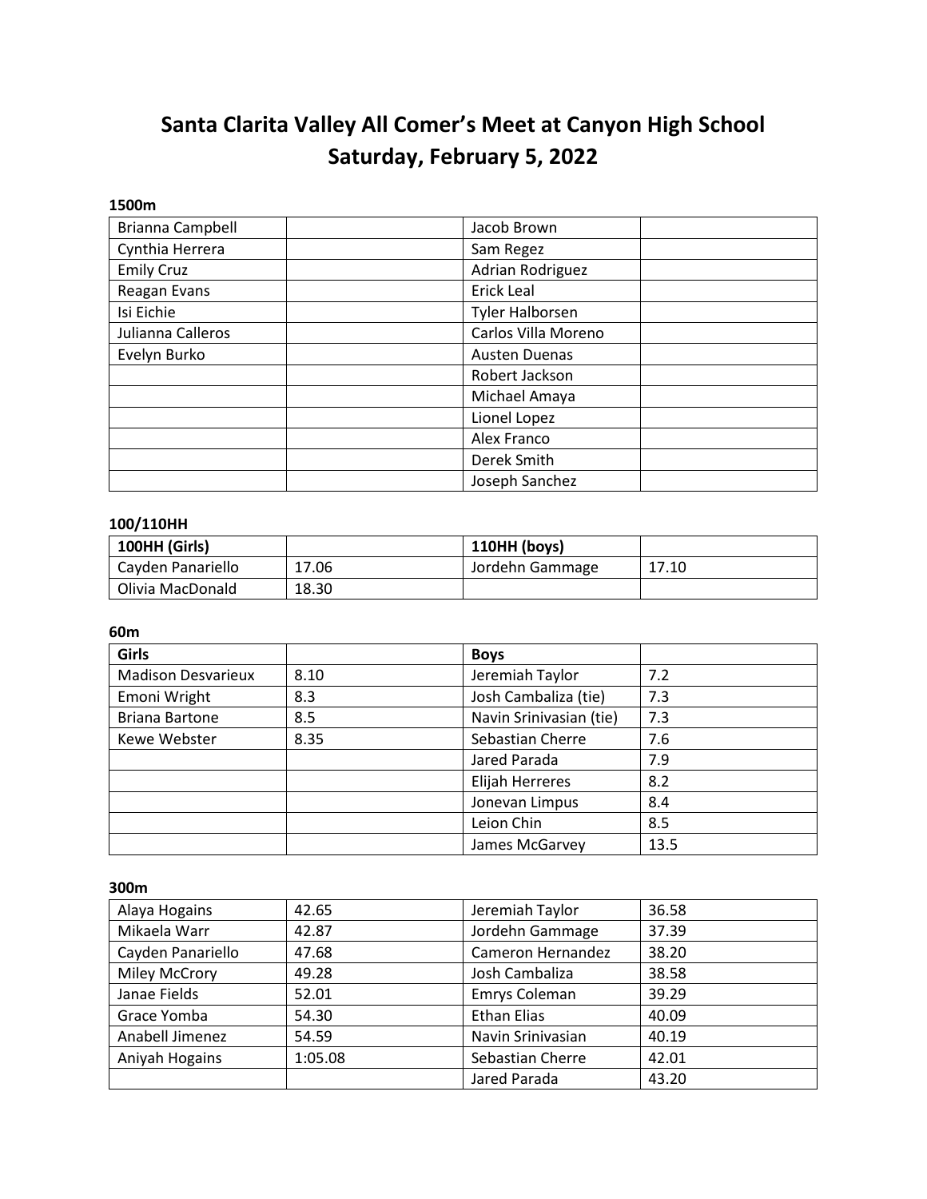# Santa Clarita Valley All Comer's Meet at Canyon High School
## Saturday, February 5, 2022

**1500m**

| | | | |
|---|---|---|---|
| Brianna Campbell | | Jacob Brown | |
| Cynthia Herrera | | Sam Regez | |
| Emily Cruz | | Adrian Rodriguez | |
| Reagan Evans | | Erick Leal | |
| Isi Eichie | | Tyler Halborsen | |
| Julianna Calleros | | Carlos Villa Moreno | |
| Evelyn Burko | | Austen Duenas | |
| | | Robert Jackson | |
| | | Michael Amaya | |
| | | Lionel Lopez | |
| | | Alex Franco | |
| | | Derek Smith | |
| | | Joseph Sanchez | |

**100/110HH**

| 100HH (Girls) | | 110HH (boys) | |
|---|---|---|---|
| Cayden Panariello | 17.06 | Jordehn Gammage | 17.10 |
| Olivia MacDonald | 18.30 | | |

**60m**

| Girls | | Boys | |
|---|---|---|---|
| Madison Desvarieux | 8.10 | Jeremiah Taylor | 7.2 |
| Emoni Wright | 8.3 | Josh Cambaliza (tie) | 7.3 |
| Briana Bartone | 8.5 | Navin Srinivasian (tie) | 7.3 |
| Kewe Webster | 8.35 | Sebastian Cherre | 7.6 |
| | | Jared Parada | 7.9 |
| | | Elijah Herreres | 8.2 |
| | | Jonevan Limpus | 8.4 |
| | | Leion Chin | 8.5 |
| | | James McGarvey | 13.5 |

**300m**

| | | | |
|---|---|---|---|
| Alaya Hogains | 42.65 | Jeremiah Taylor | 36.58 |
| Mikaela Warr | 42.87 | Jordehn Gammage | 37.39 |
| Cayden Panariello | 47.68 | Cameron Hernandez | 38.20 |
| Miley McCrory | 49.28 | Josh Cambaliza | 38.58 |
| Janae Fields | 52.01 | Emrys Coleman | 39.29 |
| Grace Yomba | 54.30 | Ethan Elias | 40.09 |
| Anabell Jimenez | 54.59 | Navin Srinivasian | 40.19 |
| Aniyah Hogains | 1:05.08 | Sebastian Cherre | 42.01 |
| | | Jared Parada | 43.20 |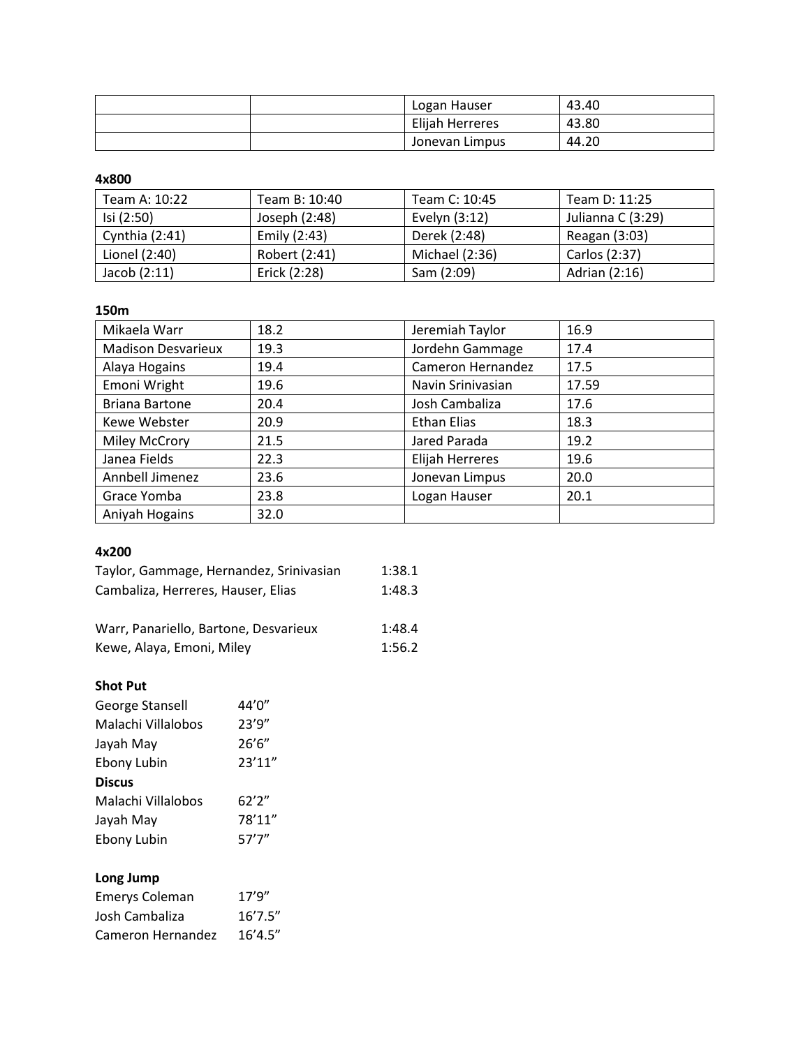| | | Logan Hauser | 43.40 |
|---|---|---|---|
| | | Elijah Herreres | 43.80 |
| | | Jonevan Limpus | 44.20 |

**4x800**

| Team A: 10:22 | Team B: 10:40 | Team C: 10:45 | Team D: 11:25 |
|---|---|---|---|
| Isi (2:50) | Joseph (2:48) | Evelyn (3:12) | Julianna C (3:29) |
| Cynthia (2:41) | Emily (2:43) | Derek (2:48) | Reagan (3:03) |
| Lionel (2:40) | Robert (2:41) | Michael (2:36) | Carlos (2:37) |
| Jacob (2:11) | Erick (2:28) | Sam (2:09) | Adrian (2:16) |

**150m**

| Mikaela Warr | 18.2 | Jeremiah Taylor | 16.9 |
|---|---|---|---|
| Madison Desvarieux | 19.3 | Jordehn Gammage | 17.4 |
| Alaya Hogains | 19.4 | Cameron Hernandez | 17.5 |
| Emoni Wright | 19.6 | Navin Srinivasian | 17.59 |
| Briana Bartone | 20.4 | Josh Cambaliza | 17.6 |
| Kewe Webster | 20.9 | Ethan Elias | 18.3 |
| Miley McCrory | 21.5 | Jared Parada | 19.2 |
| Janea Fields | 22.3 | Elijah Herreres | 19.6 |
| Annbell Jimenez | 23.6 | Jonevan Limpus | 20.0 |
| Grace Yomba | 23.8 | Logan Hauser | 20.1 |
| Aniyah Hogains | 32.0 | | |

**4x200**

Taylor, Gammage, Hernandez, Srinivasian 1:38.1
Cambaliza, Herreres, Hauser, Elias 1:48.3

Warr, Panariello, Bartone, Desvarieux 1:48.4
Kewe, Alaya, Emoni, Miley 1:56.2

**Shot Put**

George Stansell 44’0”
Malachi Villalobos 23’9”
Jayah May 26’6”
Ebony Lubin 23’11”

**Discus**

Malachi Villalobos 62’2”
Jayah May 78’11”
Ebony Lubin 57’7”

**Long Jump**

Emerys Coleman 17’9”
Josh Cambaliza 16’7.5”
Cameron Hernandez 16’4.5”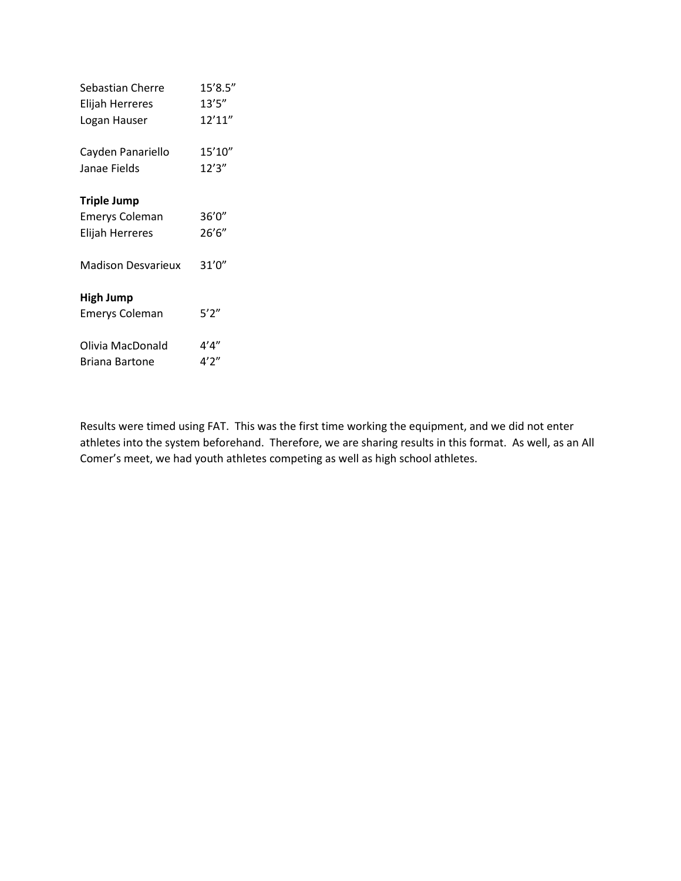| | |
|---|---|
| Sebastian Cherre | 15'8.5" |
| Elijah Herreres | 13'5" |
| Logan Hauser | 12'11" |
| | |
| Cayden Panariello | 15'10" |
| Janae Fields | 12'3" |

**Triple Jump**

| | |
|---|---|
| Emerys Coleman | 36'0" |
| Elijah Herreres | 26'6" |
| | |
| Madison Desvarieux | 31'0" |

**High Jump**

| | |
|---|---|
| Emerys Coleman | 5'2" |
| | |
| Olivia MacDonald | 4'4" |
| Briana Bartone | 4'2" |

Results were timed using FAT. This was the first time working the equipment, and we did not enter athletes into the system beforehand. Therefore, we are sharing results in this format. As well, as an All Comer's meet, we had youth athletes competing as well as high school athletes.